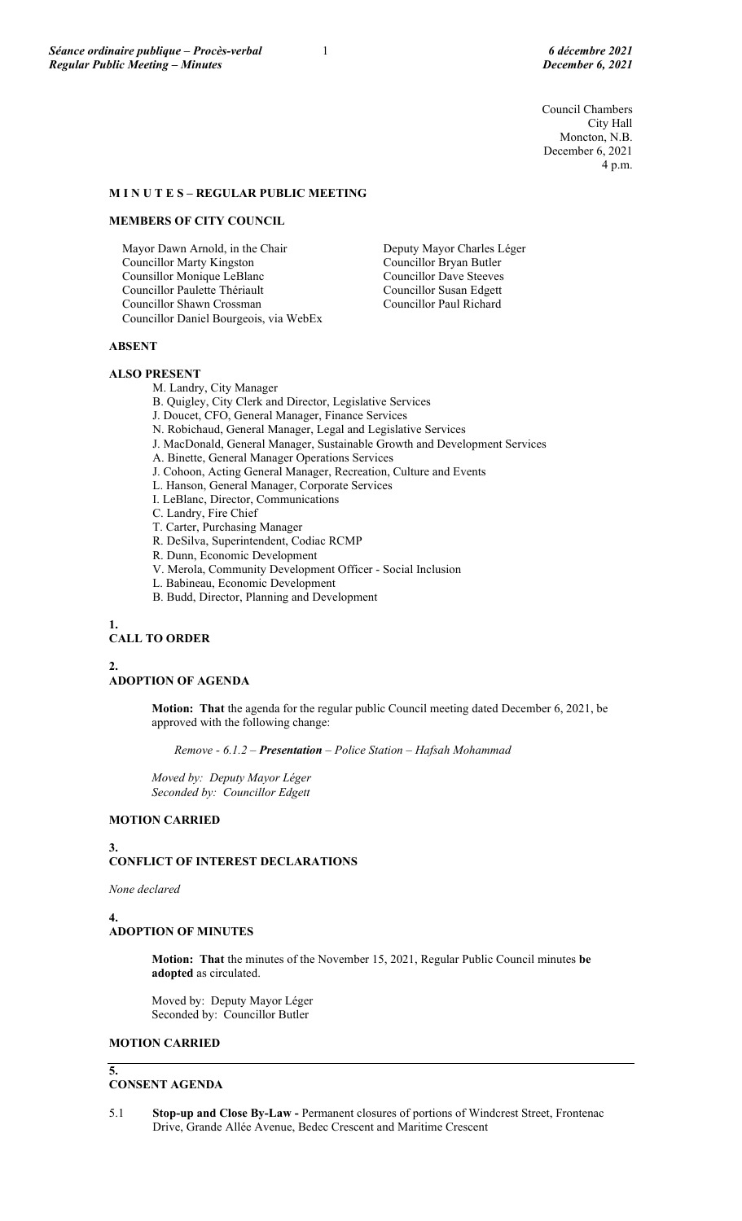Council Chambers
City Hall
Moncton, N.B.
December 6, 2021
4 p.m.

**M I N U T E S – REGULAR PUBLIC MEETING**

**MEMBERS OF CITY COUNCIL**

Mayor Dawn Arnold, in the Chair
Deputy Mayor Charles Léger
Councillor Marty Kingston
Councillor Bryan Butler
Counsillor Monique LeBlanc
Councillor Dave Steeves
Councillor Paulette Thériault
Councillor Susan Edgett
Councillor Shawn Crossman
Councillor Paul Richard
Councillor Daniel Bourgeois, via WebEx

**ABSENT**

**ALSO PRESENT**

M. Landry, City Manager
B. Quigley, City Clerk and Director, Legislative Services
J. Doucet, CFO, General Manager, Finance Services
N. Robichaud, General Manager, Legal and Legislative Services
J. MacDonald, General Manager, Sustainable Growth and Development Services
A. Binette, General Manager Operations Services
J. Cohoon, Acting General Manager, Recreation, Culture and Events
L. Hanson, General Manager, Corporate Services
I. LeBlanc, Director, Communications
C. Landry, Fire Chief
T. Carter, Purchasing Manager
R. DeSilva, Superintendent, Codiac RCMP
R. Dunn, Economic Development
V. Merola, Community Development Officer - Social Inclusion
L. Babineau, Economic Development
B. Budd, Director, Planning and Development

**1.**
**CALL TO ORDER**

**2.**
**ADOPTION OF AGENDA**

**Motion: That** the agenda for the regular public Council meeting dated December 6, 2021, be approved with the following change:

*Remove - 6.1.2 – **Presentation** – Police Station – Hafsah Mohammad*

*Moved by: Deputy Mayor Léger*
*Seconded by: Councillor Edgett*

**MOTION CARRIED**

**3.**
**CONFLICT OF INTEREST DECLARATIONS**

*None declared*

**4.**
**ADOPTION OF MINUTES**

**Motion: That** the minutes of the November 15, 2021, Regular Public Council minutes **be adopted** as circulated.

Moved by: Deputy Mayor Léger
Seconded by: Councillor Butler

**MOTION CARRIED**

**5.**
**CONSENT AGENDA**

5.1 **Stop-up and Close By-Law -** Permanent closures of portions of Windcrest Street, Frontenac Drive, Grande Allée Avenue, Bedec Crescent and Maritime Crescent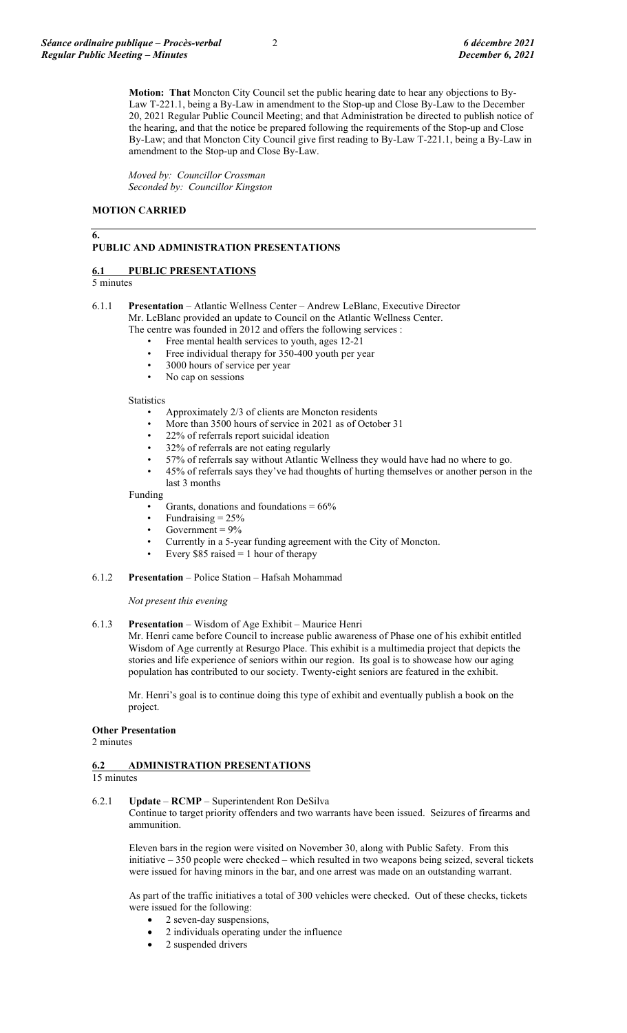**Motion: That** Moncton City Council set the public hearing date to hear any objections to By-Law T-221.1, being a By-Law in amendment to the Stop-up and Close By-Law to the December 20, 2021 Regular Public Council Meeting; and that Administration be directed to publish notice of the hearing, and that the notice be prepared following the requirements of the Stop-up and Close By-Law; and that Moncton City Council give first reading to By-Law T-221.1, being a By-Law in amendment to the Stop-up and Close By-Law.

*Moved by: Councillor Crossman*
*Seconded by: Councillor Kingston*

**MOTION CARRIED**

## 6. PUBLIC AND ADMINISTRATION PRESENTATIONS

### 6.1 PUBLIC PRESENTATIONS

5 minutes

6.1.1 **Presentation** – Atlantic Wellness Center – Andrew LeBlanc, Executive Director
Mr. LeBlanc provided an update to Council on the Atlantic Wellness Center.
The centre was founded in 2012 and offers the following services :

- Free mental health services to youth, ages 12-21
- Free individual therapy for 350-400 youth per year
- 3000 hours of service per year
- No cap on sessions

Statistics

- Approximately 2/3 of clients are Moncton residents
- More than 3500 hours of service in 2021 as of October 31
- 22% of referrals report suicidal ideation
- 32% of referrals are not eating regularly
- 57% of referrals say without Atlantic Wellness they would have had no where to go.
- 45% of referrals says they've had thoughts of hurting themselves or another person in the last 3 months

Funding

- Grants, donations and foundations = 66%
- Fundraising = 25%
- Government = 9%
- Currently in a 5-year funding agreement with the City of Moncton.
- Every $85 raised = 1 hour of therapy

6.1.2 **Presentation** – Police Station – Hafsah Mohammad

*Not present this evening*

6.1.3 **Presentation** – Wisdom of Age Exhibit – Maurice Henri
Mr. Henri came before Council to increase public awareness of Phase one of his exhibit entitled Wisdom of Age currently at Resurgo Place. This exhibit is a multimedia project that depicts the stories and life experience of seniors within our region. Its goal is to showcase how our aging population has contributed to our society. Twenty-eight seniors are featured in the exhibit.

Mr. Henri's goal is to continue doing this type of exhibit and eventually publish a book on the project.

**Other Presentation**
2 minutes

### 6.2 ADMINISTRATION PRESENTATIONS

15 minutes

6.2.1 **Update** – **RCMP** – Superintendent Ron DeSilva
Continue to target priority offenders and two warrants have been issued. Seizures of firearms and ammunition.

Eleven bars in the region were visited on November 30, along with Public Safety. From this initiative – 350 people were checked – which resulted in two weapons being seized, several tickets were issued for having minors in the bar, and one arrest was made on an outstanding warrant.

As part of the traffic initiatives a total of 300 vehicles were checked. Out of these checks, tickets were issued for the following:

- 2 seven-day suspensions,
- 2 individuals operating under the influence
- 2 suspended drivers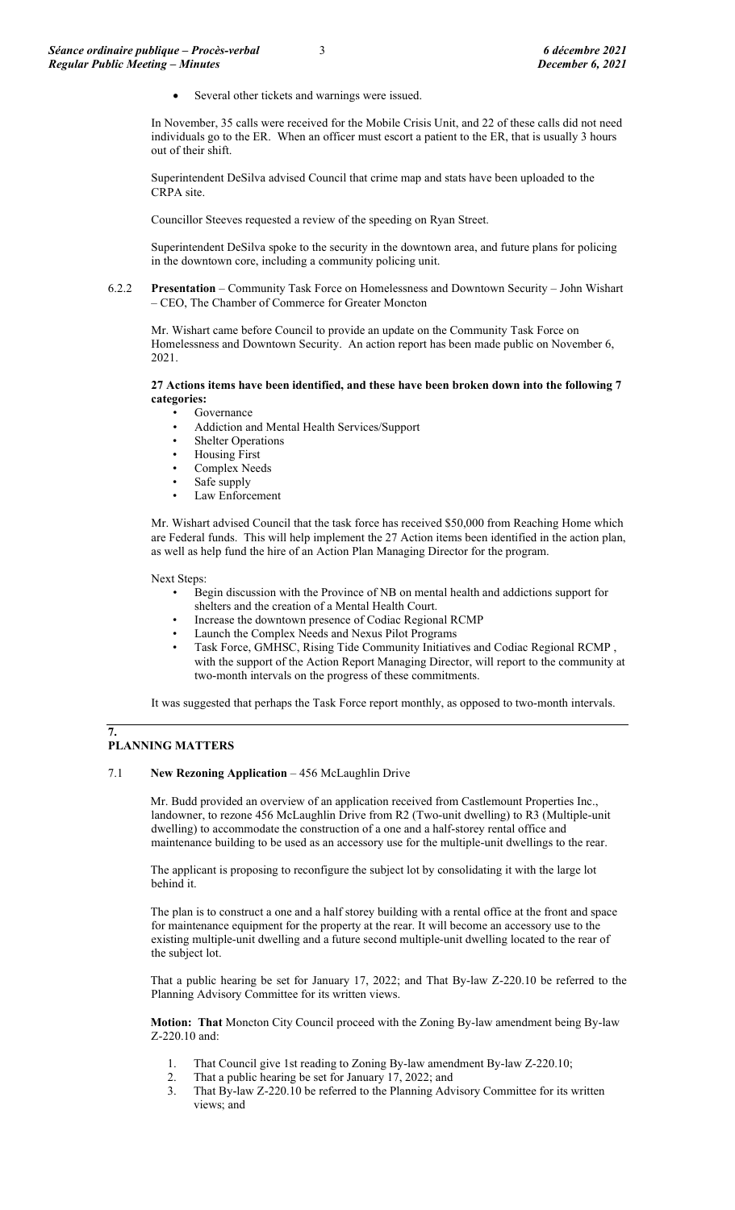- Several other tickets and warnings were issued.

In November, 35 calls were received for the Mobile Crisis Unit, and 22 of these calls did not need individuals go to the ER. When an officer must escort a patient to the ER, that is usually 3 hours out of their shift.

Superintendent DeSilva advised Council that crime map and stats have been uploaded to the CRPA site.

Councillor Steeves requested a review of the speeding on Ryan Street.

Superintendent DeSilva spoke to the security in the downtown area, and future plans for policing in the downtown core, including a community policing unit.

6.2.2 **Presentation** – Community Task Force on Homelessness and Downtown Security – John Wishart – CEO, The Chamber of Commerce for Greater Moncton

Mr. Wishart came before Council to provide an update on the Community Task Force on Homelessness and Downtown Security. An action report has been made public on November 6, 2021.

**27 Actions items have been identified, and these have been broken down into the following 7 categories:**

- Governance
- Addiction and Mental Health Services/Support
- Shelter Operations
- Housing First
- Complex Needs
- Safe supply
- Law Enforcement

Mr. Wishart advised Council that the task force has received $50,000 from Reaching Home which are Federal funds. This will help implement the 27 Action items been identified in the action plan, as well as help fund the hire of an Action Plan Managing Director for the program.

Next Steps:

- Begin discussion with the Province of NB on mental health and addictions support for shelters and the creation of a Mental Health Court.
- Increase the downtown presence of Codiac Regional RCMP
- Launch the Complex Needs and Nexus Pilot Programs
- Task Force, GMHSC, Rising Tide Community Initiatives and Codiac Regional RCMP , with the support of the Action Report Managing Director, will report to the community at two-month intervals on the progress of these commitments.

It was suggested that perhaps the Task Force report monthly, as opposed to two-month intervals.

## 7. PLANNING MATTERS

7.1 **New Rezoning Application** – 456 McLaughlin Drive

Mr. Budd provided an overview of an application received from Castlemount Properties Inc., landowner, to rezone 456 McLaughlin Drive from R2 (Two-unit dwelling) to R3 (Multiple-unit dwelling) to accommodate the construction of a one and a half-storey rental office and maintenance building to be used as an accessory use for the multiple-unit dwellings to the rear.

The applicant is proposing to reconfigure the subject lot by consolidating it with the large lot behind it.

The plan is to construct a one and a half storey building with a rental office at the front and space for maintenance equipment for the property at the rear. It will become an accessory use to the existing multiple-unit dwelling and a future second multiple-unit dwelling located to the rear of the subject lot.

That a public hearing be set for January 17, 2022; and That By-law Z-220.10 be referred to the Planning Advisory Committee for its written views.

**Motion: That** Moncton City Council proceed with the Zoning By-law amendment being By-law Z-220.10 and:

1. That Council give 1st reading to Zoning By-law amendment By-law Z-220.10;
2. That a public hearing be set for January 17, 2022; and
3. That By-law Z-220.10 be referred to the Planning Advisory Committee for its written views; and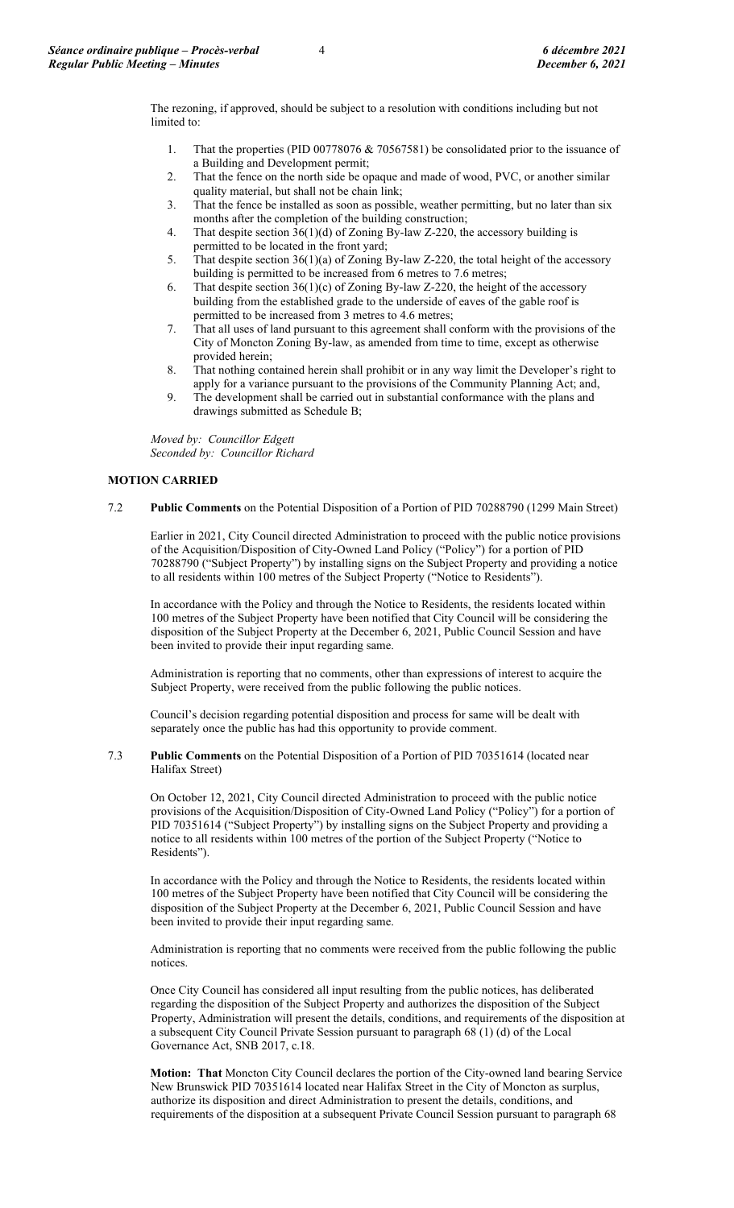The rezoning, if approved, should be subject to a resolution with conditions including but not limited to:

1. That the properties (PID 00778076 & 70567581) be consolidated prior to the issuance of a Building and Development permit;
2. That the fence on the north side be opaque and made of wood, PVC, or another similar quality material, but shall not be chain link;
3. That the fence be installed as soon as possible, weather permitting, but no later than six months after the completion of the building construction;
4. That despite section 36(1)(d) of Zoning By-law Z-220, the accessory building is permitted to be located in the front yard;
5. That despite section 36(1)(a) of Zoning By-law Z-220, the total height of the accessory building is permitted to be increased from 6 metres to 7.6 metres;
6. That despite section 36(1)(c) of Zoning By-law Z-220, the height of the accessory building from the established grade to the underside of eaves of the gable roof is permitted to be increased from 3 metres to 4.6 metres;
7. That all uses of land pursuant to this agreement shall conform with the provisions of the City of Moncton Zoning By-law, as amended from time to time, except as otherwise provided herein;
8. That nothing contained herein shall prohibit or in any way limit the Developer's right to apply for a variance pursuant to the provisions of the Community Planning Act; and,
9. The development shall be carried out in substantial conformance with the plans and drawings submitted as Schedule B;

*Moved by: Councillor Edgett*
*Seconded by: Councillor Richard*

**MOTION CARRIED**

7.2 **Public Comments** on the Potential Disposition of a Portion of PID 70288790 (1299 Main Street)

Earlier in 2021, City Council directed Administration to proceed with the public notice provisions of the Acquisition/Disposition of City-Owned Land Policy ("Policy") for a portion of PID 70288790 ("Subject Property") by installing signs on the Subject Property and providing a notice to all residents within 100 metres of the Subject Property ("Notice to Residents").

In accordance with the Policy and through the Notice to Residents, the residents located within 100 metres of the Subject Property have been notified that City Council will be considering the disposition of the Subject Property at the December 6, 2021, Public Council Session and have been invited to provide their input regarding same.

Administration is reporting that no comments, other than expressions of interest to acquire the Subject Property, were received from the public following the public notices.

Council's decision regarding potential disposition and process for same will be dealt with separately once the public has had this opportunity to provide comment.

7.3 **Public Comments** on the Potential Disposition of a Portion of PID 70351614 (located near Halifax Street)

On October 12, 2021, City Council directed Administration to proceed with the public notice provisions of the Acquisition/Disposition of City-Owned Land Policy ("Policy") for a portion of PID 70351614 ("Subject Property") by installing signs on the Subject Property and providing a notice to all residents within 100 metres of the portion of the Subject Property ("Notice to Residents").

In accordance with the Policy and through the Notice to Residents, the residents located within 100 metres of the Subject Property have been notified that City Council will be considering the disposition of the Subject Property at the December 6, 2021, Public Council Session and have been invited to provide their input regarding same.

Administration is reporting that no comments were received from the public following the public notices.

Once City Council has considered all input resulting from the public notices, has deliberated regarding the disposition of the Subject Property and authorizes the disposition of the Subject Property, Administration will present the details, conditions, and requirements of the disposition at a subsequent City Council Private Session pursuant to paragraph 68 (1) (d) of the Local Governance Act, SNB 2017, c.18.

**Motion: That** Moncton City Council declares the portion of the City-owned land bearing Service New Brunswick PID 70351614 located near Halifax Street in the City of Moncton as surplus, authorize its disposition and direct Administration to present the details, conditions, and requirements of the disposition at a subsequent Private Council Session pursuant to paragraph 68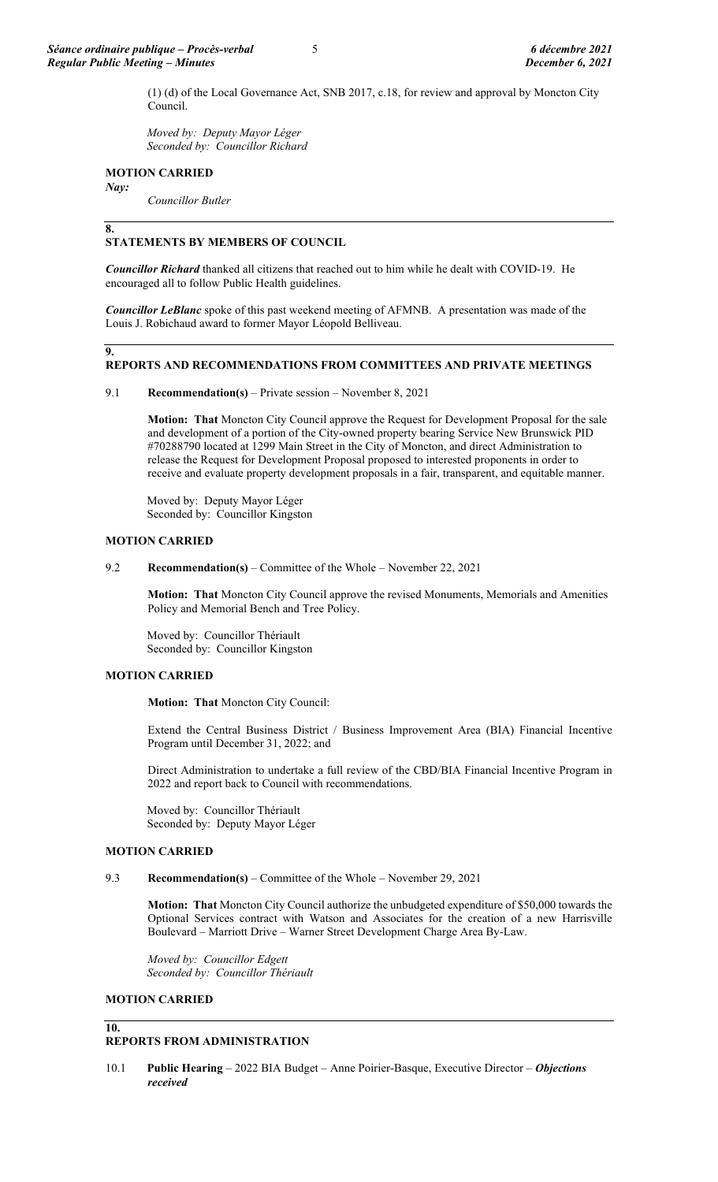(1) (d) of the Local Governance Act, SNB 2017, c.18, for review and approval by Moncton City Council.

*Moved by: Deputy Mayor Léger*
*Seconded by: Councillor Richard*

**MOTION CARRIED**

***Nay:***
*Councillor Butler*

## 8. STATEMENTS BY MEMBERS OF COUNCIL

***Councillor Richard*** thanked all citizens that reached out to him while he dealt with COVID-19. He encouraged all to follow Public Health guidelines.

***Councillor LeBlanc*** spoke of this past weekend meeting of AFMNB. A presentation was made of the Louis J. Robichaud award to former Mayor Léopold Belliveau.

## 9. REPORTS AND RECOMMENDATIONS FROM COMMITTEES AND PRIVATE MEETINGS

9.1 **Recommendation(s)** – Private session – November 8, 2021

**Motion: That** Moncton City Council approve the Request for Development Proposal for the sale and development of a portion of the City-owned property bearing Service New Brunswick PID #70288790 located at 1299 Main Street in the City of Moncton, and direct Administration to release the Request for Development Proposal proposed to interested proponents in order to receive and evaluate property development proposals in a fair, transparent, and equitable manner.

Moved by: Deputy Mayor Léger
Seconded by: Councillor Kingston

**MOTION CARRIED**

9.2 **Recommendation(s)** – Committee of the Whole – November 22, 2021

**Motion: That** Moncton City Council approve the revised Monuments, Memorials and Amenities Policy and Memorial Bench and Tree Policy.

Moved by: Councillor Thériault
Seconded by: Councillor Kingston

**MOTION CARRIED**

**Motion: That** Moncton City Council:

Extend the Central Business District / Business Improvement Area (BIA) Financial Incentive Program until December 31, 2022; and

Direct Administration to undertake a full review of the CBD/BIA Financial Incentive Program in 2022 and report back to Council with recommendations.

Moved by: Councillor Thériault
Seconded by: Deputy Mayor Léger

**MOTION CARRIED**

9.3 **Recommendation(s)** – Committee of the Whole – November 29, 2021

**Motion: That** Moncton City Council authorize the unbudgeted expenditure of $50,000 towards the Optional Services contract with Watson and Associates for the creation of a new Harrisville Boulevard – Marriott Drive – Warner Street Development Charge Area By-Law.

*Moved by: Councillor Edgett*
*Seconded by: Councillor Thériault*

**MOTION CARRIED**

## 10. REPORTS FROM ADMINISTRATION

10.1 **Public Hearing** – 2022 BIA Budget – Anne Poirier-Basque, Executive Director – ***Objections received***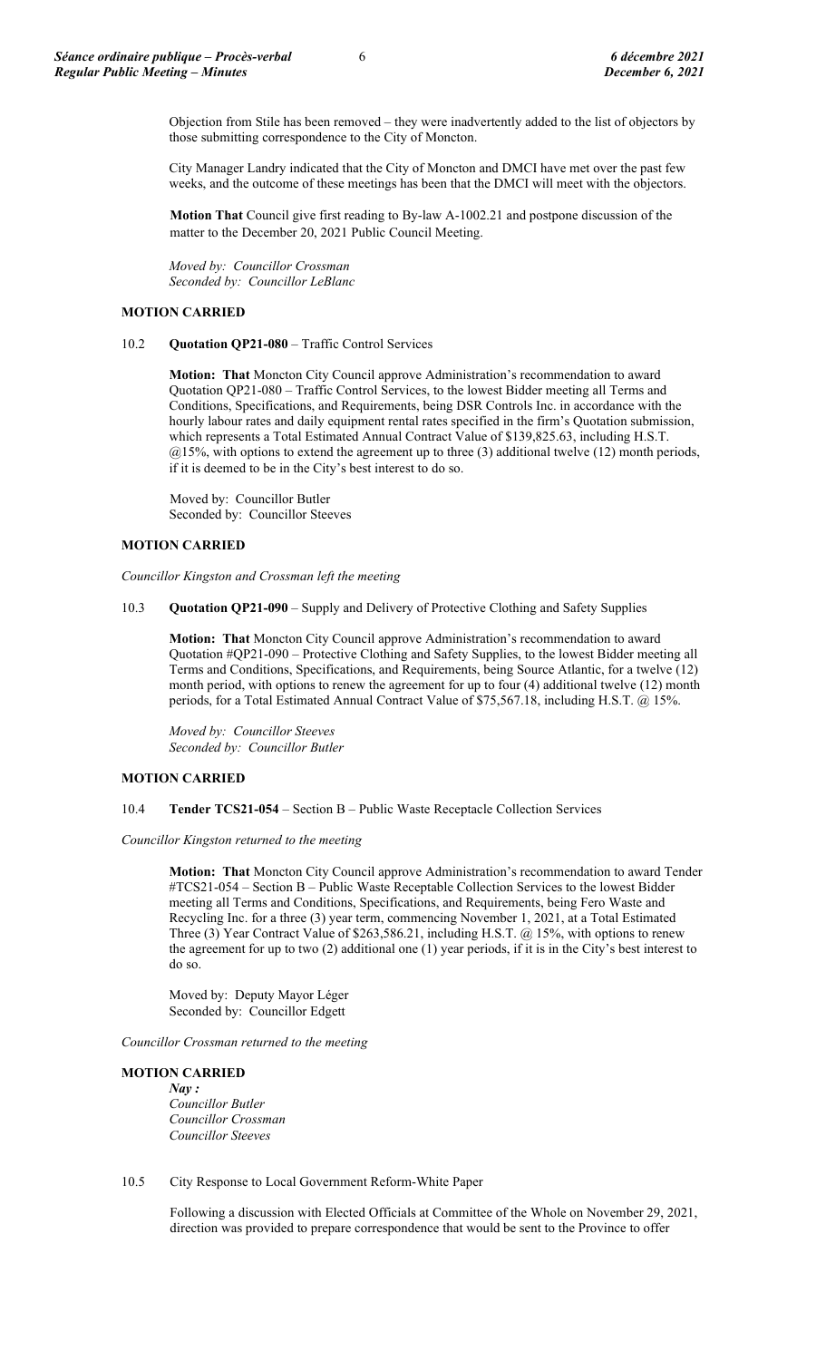Objection from Stile has been removed – they were inadvertently added to the list of objectors by those submitting correspondence to the City of Moncton.

City Manager Landry indicated that the City of Moncton and DMCI have met over the past few weeks, and the outcome of these meetings has been that the DMCI will meet with the objectors.

**Motion That** Council give first reading to By-law A-1002.21 and postpone discussion of the matter to the December 20, 2021 Public Council Meeting.

*Moved by: Councillor Crossman*
*Seconded by: Councillor LeBlanc*

**MOTION CARRIED**

10.2 **Quotation QP21-080** – Traffic Control Services

**Motion: That** Moncton City Council approve Administration's recommendation to award Quotation QP21-080 – Traffic Control Services, to the lowest Bidder meeting all Terms and Conditions, Specifications, and Requirements, being DSR Controls Inc. in accordance with the hourly labour rates and daily equipment rental rates specified in the firm's Quotation submission, which represents a Total Estimated Annual Contract Value of $139,825.63, including H.S.T. @15%, with options to extend the agreement up to three (3) additional twelve (12) month periods, if it is deemed to be in the City's best interest to do so.

Moved by: Councillor Butler
Seconded by: Councillor Steeves

**MOTION CARRIED**

*Councillor Kingston and Crossman left the meeting*

10.3 **Quotation QP21-090** – Supply and Delivery of Protective Clothing and Safety Supplies

**Motion: That** Moncton City Council approve Administration's recommendation to award Quotation #QP21-090 – Protective Clothing and Safety Supplies, to the lowest Bidder meeting all Terms and Conditions, Specifications, and Requirements, being Source Atlantic, for a twelve (12) month period, with options to renew the agreement for up to four (4) additional twelve (12) month periods, for a Total Estimated Annual Contract Value of $75,567.18, including H.S.T. @ 15%.

*Moved by: Councillor Steeves*
*Seconded by: Councillor Butler*

**MOTION CARRIED**

10.4 **Tender TCS21-054** – Section B – Public Waste Receptacle Collection Services

*Councillor Kingston returned to the meeting*

**Motion: That** Moncton City Council approve Administration's recommendation to award Tender #TCS21-054 – Section B – Public Waste Receptable Collection Services to the lowest Bidder meeting all Terms and Conditions, Specifications, and Requirements, being Fero Waste and Recycling Inc. for a three (3) year term, commencing November 1, 2021, at a Total Estimated Three (3) Year Contract Value of $263,586.21, including H.S.T. @ 15%, with options to renew the agreement for up to two (2) additional one (1) year periods, if it is in the City's best interest to do so.

Moved by: Deputy Mayor Léger
Seconded by: Councillor Edgett

*Councillor Crossman returned to the meeting*

**MOTION CARRIED**

***Nay :***
*Councillor Butler*
*Councillor Crossman*
*Councillor Steeves*

10.5 City Response to Local Government Reform-White Paper

Following a discussion with Elected Officials at Committee of the Whole on November 29, 2021, direction was provided to prepare correspondence that would be sent to the Province to offer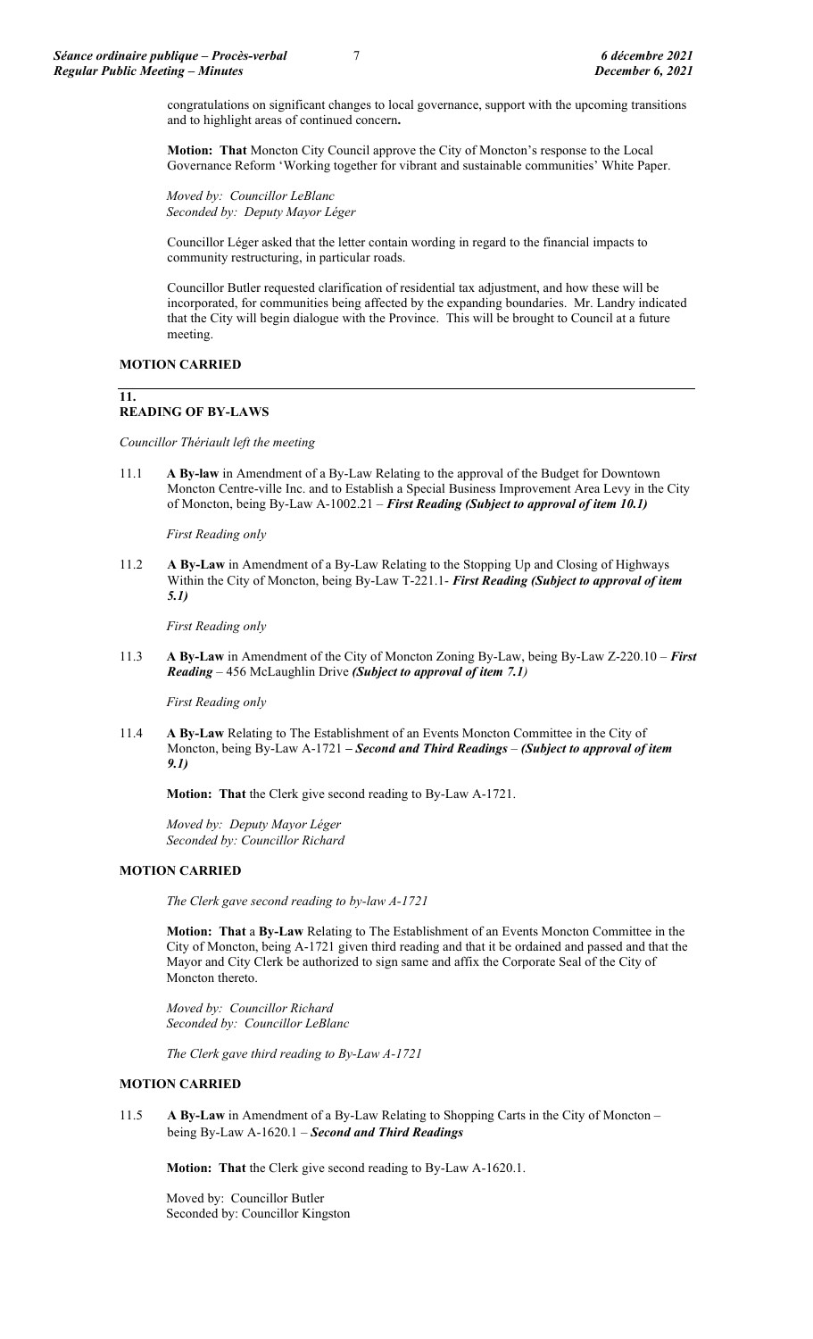congratulations on significant changes to local governance, support with the upcoming transitions and to highlight areas of continued concern**.**

**Motion: That** Moncton City Council approve the City of Moncton's response to the Local Governance Reform 'Working together for vibrant and sustainable communities' White Paper.

*Moved by: Councillor LeBlanc*
*Seconded by: Deputy Mayor Léger*

Councillor Léger asked that the letter contain wording in regard to the financial impacts to community restructuring, in particular roads.

Councillor Butler requested clarification of residential tax adjustment, and how these will be incorporated, for communities being affected by the expanding boundaries. Mr. Landry indicated that the City will begin dialogue with the Province. This will be brought to Council at a future meeting.

**MOTION CARRIED**

## 11. READING OF BY-LAWS

*Councillor Thériault left the meeting*

11.1 **A By-law** in Amendment of a By-Law Relating to the approval of the Budget for Downtown Moncton Centre-ville Inc. and to Establish a Special Business Improvement Area Levy in the City of Moncton, being By-Law A-1002.21 – ***First Reading (Subject to approval of item 10.1)***

*First Reading only*

11.2 **A By-Law** in Amendment of a By-Law Relating to the Stopping Up and Closing of Highways Within the City of Moncton, being By-Law T-221.1- ***First Reading (Subject to approval of item 5.1)***

*First Reading only*

11.3 **A By-Law** in Amendment of the City of Moncton Zoning By-Law, being By-Law Z-220.10 – ***First Reading*** – 456 McLaughlin Drive ***(Subject to approval of item 7.1)***

*First Reading only*

11.4 **A By-Law** Relating to The Establishment of an Events Moncton Committee in the City of Moncton, being By-Law A-1721 **–** ***Second and Third Readings*** – ***(Subject to approval of item 9.1)***

**Motion: That** the Clerk give second reading to By-Law A-1721.

*Moved by: Deputy Mayor Léger*
*Seconded by: Councillor Richard*

**MOTION CARRIED**

*The Clerk gave second reading to by-law A-1721*

**Motion: That** a **By-Law** Relating to The Establishment of an Events Moncton Committee in the City of Moncton, being A-1721 given third reading and that it be ordained and passed and that the Mayor and City Clerk be authorized to sign same and affix the Corporate Seal of the City of Moncton thereto.

*Moved by: Councillor Richard*
*Seconded by: Councillor LeBlanc*

*The Clerk gave third reading to By-Law A-1721*

**MOTION CARRIED**

11.5 **A By-Law** in Amendment of a By-Law Relating to Shopping Carts in the City of Moncton – being By-Law A-1620.1 – ***Second and Third Readings***

**Motion: That** the Clerk give second reading to By-Law A-1620.1.

Moved by: Councillor Butler
Seconded by: Councillor Kingston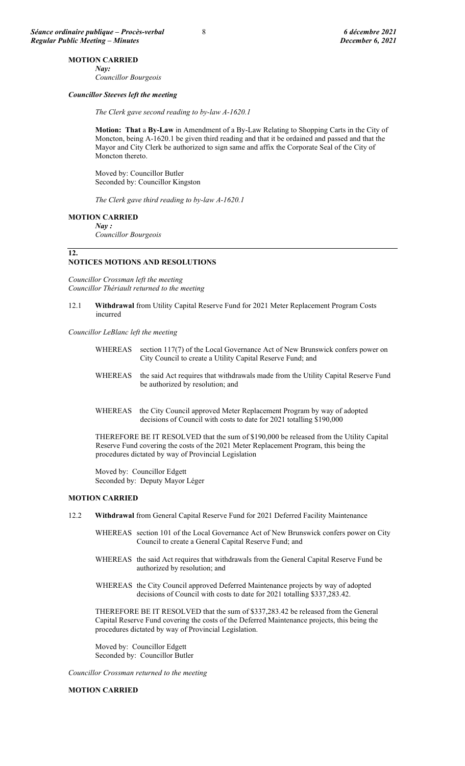**MOTION CARRIED**

*Nay:*
*Councillor Bourgeois*

***Councillor Steeves left the meeting***

*The Clerk gave second reading to by-law A-1620.1*

**Motion: That** a **By-Law** in Amendment of a By-Law Relating to Shopping Carts in the City of Moncton, being A-1620.1 be given third reading and that it be ordained and passed and that the Mayor and City Clerk be authorized to sign same and affix the Corporate Seal of the City of Moncton thereto.

Moved by: Councillor Butler
Seconded by: Councillor Kingston

*The Clerk gave third reading to by-law A-1620.1*

**MOTION CARRIED**

*Nay :*
*Councillor Bourgeois*

## 12. NOTICES MOTIONS AND RESOLUTIONS

*Councillor Crossman left the meeting*
*Councillor Thériault returned to the meeting*

12.1 **Withdrawal** from Utility Capital Reserve Fund for 2021 Meter Replacement Program Costs incurred

*Councillor LeBlanc left the meeting*

WHEREAS section 117(7) of the Local Governance Act of New Brunswick confers power on City Council to create a Utility Capital Reserve Fund; and

WHEREAS the said Act requires that withdrawals made from the Utility Capital Reserve Fund be authorized by resolution; and

WHEREAS the City Council approved Meter Replacement Program by way of adopted decisions of Council with costs to date for 2021 totalling $190,000

THEREFORE BE IT RESOLVED that the sum of $190,000 be released from the Utility Capital Reserve Fund covering the costs of the 2021 Meter Replacement Program, this being the procedures dictated by way of Provincial Legislation

Moved by: Councillor Edgett
Seconded by: Deputy Mayor Léger

**MOTION CARRIED**

12.2 **Withdrawal** from General Capital Reserve Fund for 2021 Deferred Facility Maintenance

WHEREAS section 101 of the Local Governance Act of New Brunswick confers power on City Council to create a General Capital Reserve Fund; and

WHEREAS the said Act requires that withdrawals from the General Capital Reserve Fund be authorized by resolution; and

WHEREAS the City Council approved Deferred Maintenance projects by way of adopted decisions of Council with costs to date for 2021 totalling $337,283.42.

THEREFORE BE IT RESOLVED that the sum of $337,283.42 be released from the General Capital Reserve Fund covering the costs of the Deferred Maintenance projects, this being the procedures dictated by way of Provincial Legislation.

Moved by: Councillor Edgett
Seconded by: Councillor Butler

*Councillor Crossman returned to the meeting*

**MOTION CARRIED**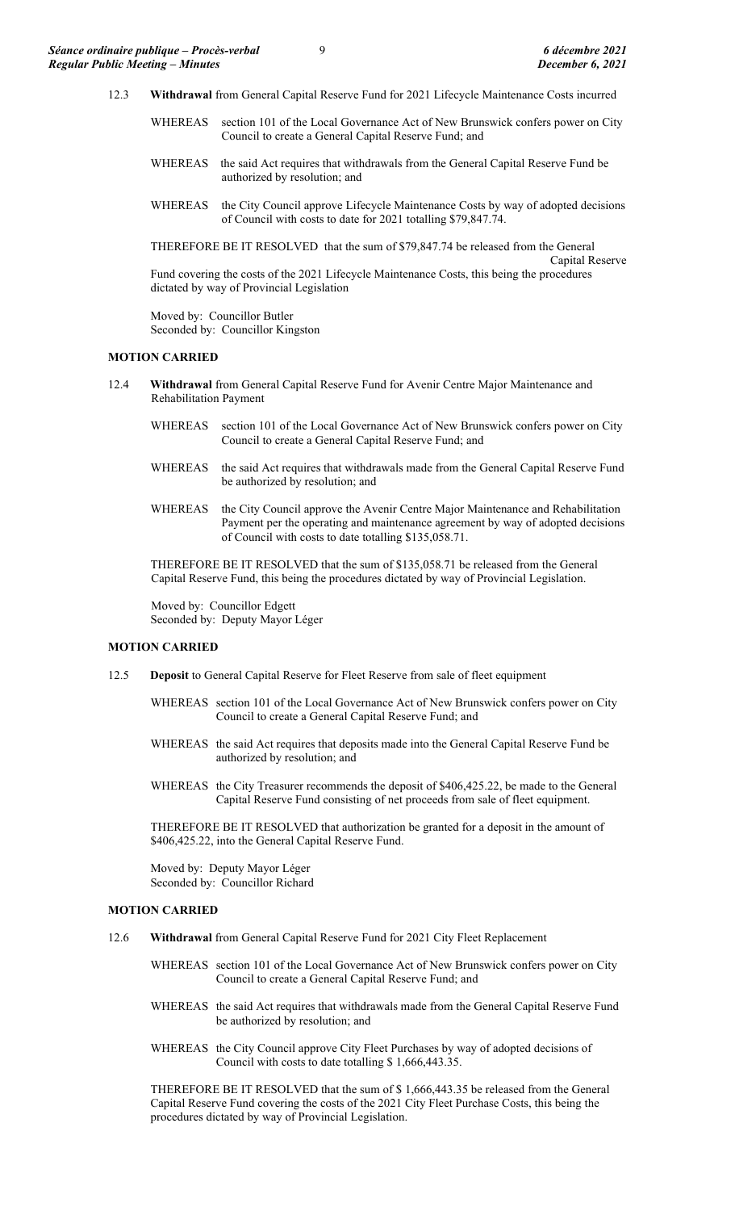12.3 **Withdrawal** from General Capital Reserve Fund for 2021 Lifecycle Maintenance Costs incurred

WHEREAS section 101 of the Local Governance Act of New Brunswick confers power on City Council to create a General Capital Reserve Fund; and

WHEREAS the said Act requires that withdrawals from the General Capital Reserve Fund be authorized by resolution; and

WHEREAS the City Council approve Lifecycle Maintenance Costs by way of adopted decisions of Council with costs to date for 2021 totalling $79,847.74.

THEREFORE BE IT RESOLVED that the sum of $79,847.74 be released from the General Capital Reserve Fund covering the costs of the 2021 Lifecycle Maintenance Costs, this being the procedures dictated by way of Provincial Legislation

Moved by: Councillor Butler
Seconded by: Councillor Kingston

**MOTION CARRIED**

12.4 **Withdrawal** from General Capital Reserve Fund for Avenir Centre Major Maintenance and Rehabilitation Payment

WHEREAS section 101 of the Local Governance Act of New Brunswick confers power on City Council to create a General Capital Reserve Fund; and

WHEREAS the said Act requires that withdrawals made from the General Capital Reserve Fund be authorized by resolution; and

WHEREAS the City Council approve the Avenir Centre Major Maintenance and Rehabilitation Payment per the operating and maintenance agreement by way of adopted decisions of Council with costs to date totalling $135,058.71.

THEREFORE BE IT RESOLVED that the sum of $135,058.71 be released from the General Capital Reserve Fund, this being the procedures dictated by way of Provincial Legislation.

Moved by: Councillor Edgett
Seconded by: Deputy Mayor Léger

**MOTION CARRIED**

12.5 **Deposit** to General Capital Reserve for Fleet Reserve from sale of fleet equipment

WHEREAS section 101 of the Local Governance Act of New Brunswick confers power on City Council to create a General Capital Reserve Fund; and

WHEREAS the said Act requires that deposits made into the General Capital Reserve Fund be authorized by resolution; and

WHEREAS the City Treasurer recommends the deposit of $406,425.22, be made to the General Capital Reserve Fund consisting of net proceeds from sale of fleet equipment.

THEREFORE BE IT RESOLVED that authorization be granted for a deposit in the amount of $406,425.22, into the General Capital Reserve Fund.

Moved by: Deputy Mayor Léger
Seconded by: Councillor Richard

**MOTION CARRIED**

12.6 **Withdrawal** from General Capital Reserve Fund for 2021 City Fleet Replacement

WHEREAS section 101 of the Local Governance Act of New Brunswick confers power on City Council to create a General Capital Reserve Fund; and

WHEREAS the said Act requires that withdrawals made from the General Capital Reserve Fund be authorized by resolution; and

WHEREAS the City Council approve City Fleet Purchases by way of adopted decisions of Council with costs to date totalling $ 1,666,443.35.

THEREFORE BE IT RESOLVED that the sum of $ 1,666,443.35 be released from the General Capital Reserve Fund covering the costs of the 2021 City Fleet Purchase Costs, this being the procedures dictated by way of Provincial Legislation.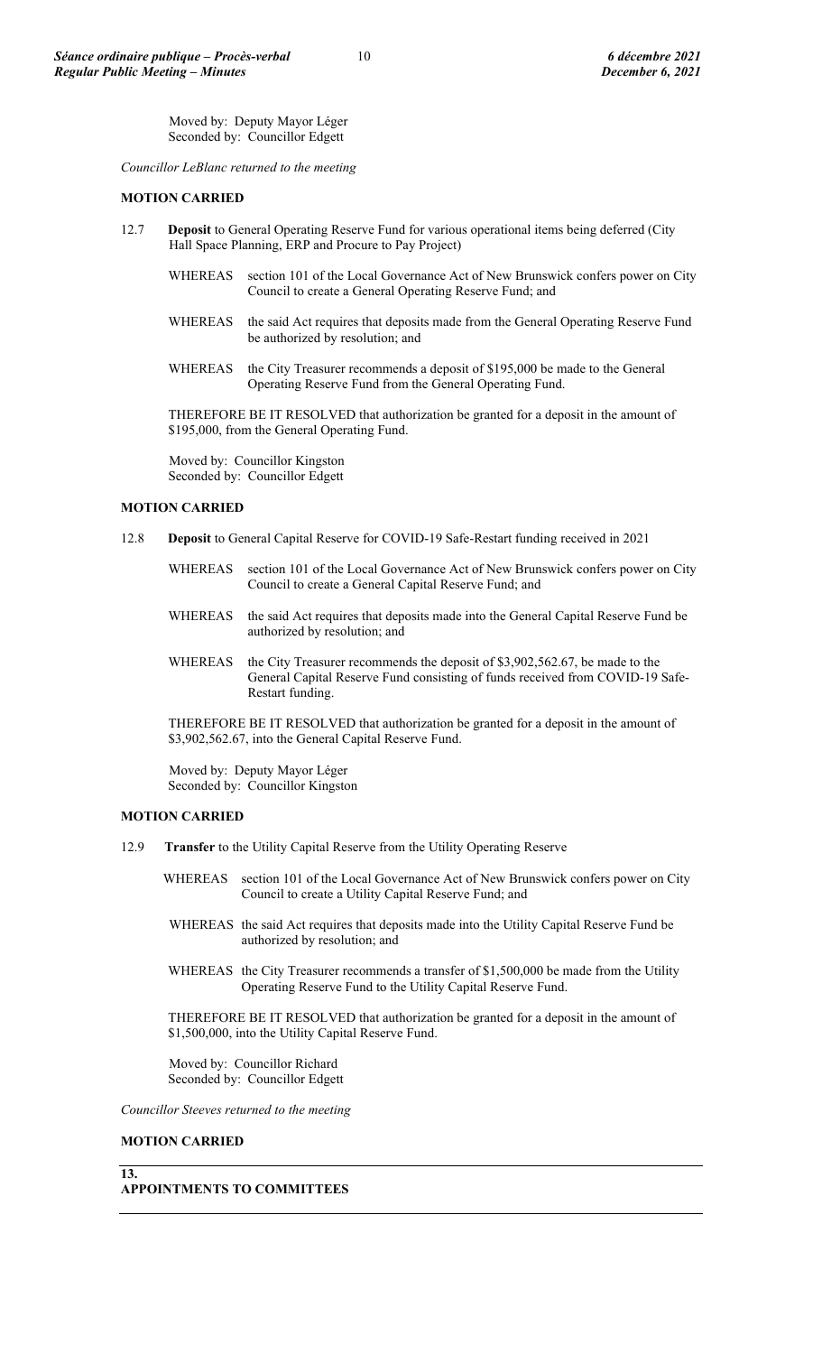Moved by: Deputy Mayor Léger
Seconded by: Councillor Edgett

*Councillor LeBlanc returned to the meeting*

**MOTION CARRIED**

12.7 **Deposit** to General Operating Reserve Fund for various operational items being deferred (City Hall Space Planning, ERP and Procure to Pay Project)

WHEREAS section 101 of the Local Governance Act of New Brunswick confers power on City Council to create a General Operating Reserve Fund; and

WHEREAS the said Act requires that deposits made from the General Operating Reserve Fund be authorized by resolution; and

WHEREAS the City Treasurer recommends a deposit of $195,000 be made to the General Operating Reserve Fund from the General Operating Fund.

THEREFORE BE IT RESOLVED that authorization be granted for a deposit in the amount of $195,000, from the General Operating Fund.

Moved by: Councillor Kingston
Seconded by: Councillor Edgett

**MOTION CARRIED**

12.8 **Deposit** to General Capital Reserve for COVID-19 Safe-Restart funding received in 2021

WHEREAS section 101 of the Local Governance Act of New Brunswick confers power on City Council to create a General Capital Reserve Fund; and

WHEREAS the said Act requires that deposits made into the General Capital Reserve Fund be authorized by resolution; and

WHEREAS the City Treasurer recommends the deposit of $3,902,562.67, be made to the General Capital Reserve Fund consisting of funds received from COVID-19 Safe-Restart funding.

THEREFORE BE IT RESOLVED that authorization be granted for a deposit in the amount of $3,902,562.67, into the General Capital Reserve Fund.

Moved by: Deputy Mayor Léger
Seconded by: Councillor Kingston

**MOTION CARRIED**

12.9 **Transfer** to the Utility Capital Reserve from the Utility Operating Reserve

WHEREAS section 101 of the Local Governance Act of New Brunswick confers power on City Council to create a Utility Capital Reserve Fund; and

WHEREAS the said Act requires that deposits made into the Utility Capital Reserve Fund be authorized by resolution; and

WHEREAS the City Treasurer recommends a transfer of $1,500,000 be made from the Utility Operating Reserve Fund to the Utility Capital Reserve Fund.

THEREFORE BE IT RESOLVED that authorization be granted for a deposit in the amount of $1,500,000, into the Utility Capital Reserve Fund.

Moved by: Councillor Richard
Seconded by: Councillor Edgett

*Councillor Steeves returned to the meeting*

**MOTION CARRIED**

## 13. APPOINTMENTS TO COMMITTEES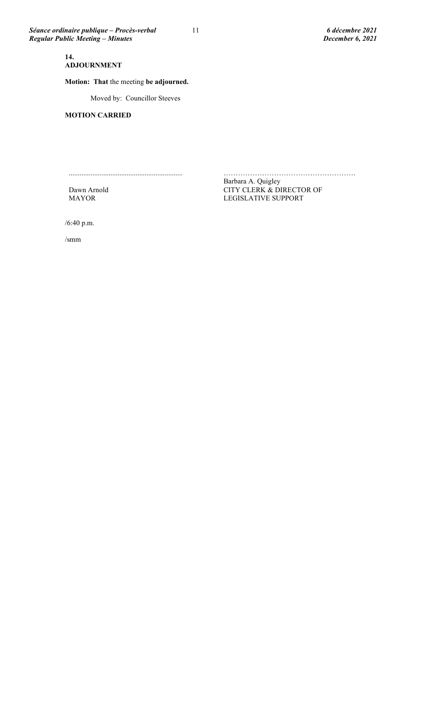**14.**
**ADJOURNMENT**

**Motion: That** the meeting **be adjourned.**

Moved by: Councillor Steeves

**MOTION CARRIED**

| | |
|---|---|
| ............................................................ | ………………………………………………. |
| Dawn Arnold | Barbara A. Quigley |
| MAYOR | CITY CLERK & DIRECTOR OF LEGISLATIVE SUPPORT |

/6:40 p.m.

/smm